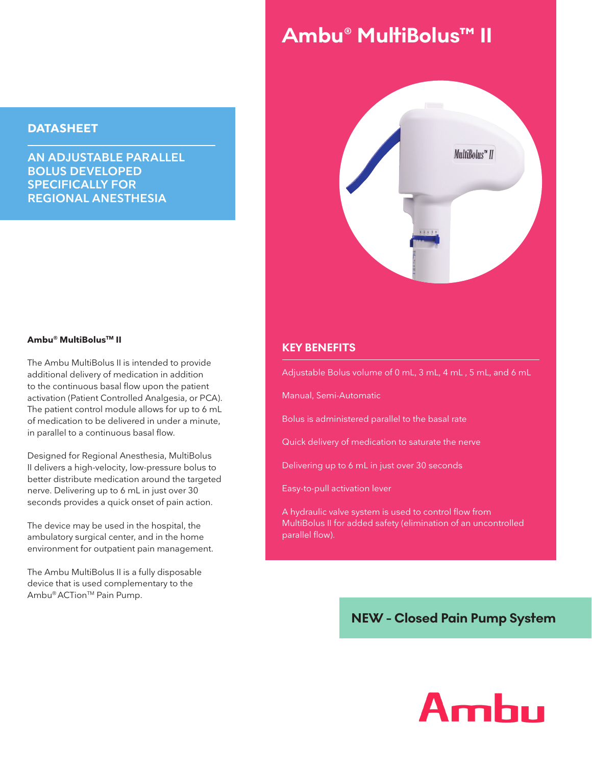# Ambu® MultiBolus™ II

## DATASHEET

**AN ADJUSTABLE PARALLEL BOLUS DEVELOPED SPECIFICALLY FOR REGIONAL ANESTHESIA**

**Ambu® MultiBolus™ II**

The Ambu MultiBolus II is intended to provide additional delivery of medication in addition to the continuous basal flow upon the patient activation (Patient Controlled Analgesia, or PCA). The patient control module allows for up to 6 mL of medication to be delivered in under a minute, in parallel to a continuous basal flow.

Designed for Regional Anesthesia, MultiBolus II delivers a high-velocity, low-pressure bolus to better distribute medication around the targeted nerve. Delivering up to 6 mL in just over 30 seconds provides a quick onset of pain action.

The device may be used in the hospital, the ambulatory surgical center, and in the home environment for outpatient pain management.

The Ambu MultiBolus II is a fully disposable device that is used complementary to the Ambu® ACTion™ Pain Pump.

## KEY BENEFITS

Adjustable Bolus volume of 0 mL, 3 mL, 4 mL , 5 mL, and 6 mL

Manual, Semi-Automatic

Bolus is administered parallel to the basal rate

Quick delivery of medication to saturate the nerve

Delivering up to 6 mL in just over 30 seconds

Easy-to-pull activation lever

A hydraulic valve system is used to control flow from MultiBolus II for added safety (elimination of an uncontrolled parallel flow).

**NEW - Closed Pain Pump System**

Ambu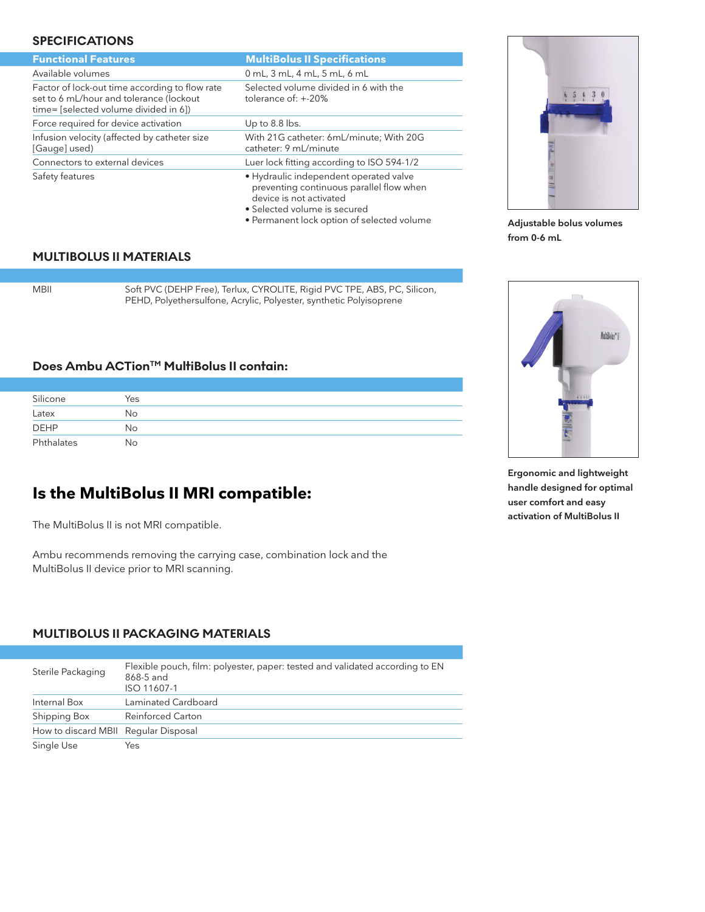## SPECIFICATIONS

| Functional Features | MultiBolus II Specifications |
| --- | --- |
| Available volumes | 0 mL, 3 mL, 4 mL, 5 mL, 6 mL |
| Factor of lock-out time according to flow rate set to 6 mL/hour and tolerance (lockout time= [selected volume divided in 6]) | Selected volume divided in 6 with the tolerance of: +-20% |
| Force required for device activation | Up to 8.8 lbs. |
| Infusion velocity (affected by catheter size [Gauge] used) | With 21G catheter: 6mL/minute; With 20G catheter: 9 mL/minute |
| Connectors to external devices | Luer lock fitting according to ISO 594-1/2 |
| Safety features | • Hydraulic independent operated valve preventing continuous parallel flow when device is not activated<br>• Selected volume is secured<br>• Permanent lock option of selected volume |

**Adjustable bolus volumes from 0-6 mL**

## MULTIBOLUS II MATERIALS

| | |
| --- | --- |
| MBII | Soft PVC (DEHP Free), Terlux, CYROLITE, Rigid PVC TPE, ABS, PC, Silicon, PEHD, Polyethersulfone, Acrylic, Polyester, synthetic Polyisoprene |

**Ergonomic and lightweight handle designed for optimal user comfort and easy activation of MultiBolus II**

### Does Ambu ACTion™ MultiBolus II contain:

| | |
| --- | --- |
| Silicone | Yes |
| Latex | No |
| DEHP | No |
| Phthalates | No |

# Is the MultiBolus II MRI compatible:

The MultiBolus II is not MRI compatible.

Ambu recommends removing the carrying case, combination lock and the MultiBolus II device prior to MRI scanning.

## MULTIBOLUS II PACKAGING MATERIALS

| | |
| --- | --- |
| Sterile Packaging | Flexible pouch, film: polyester, paper: tested and validated according to EN 868-5 and ISO 11607-1 |
| Internal Box | Laminated Cardboard |
| Shipping Box | Reinforced Carton |
| How to discard MBII | Regular Disposal |
| Single Use | Yes |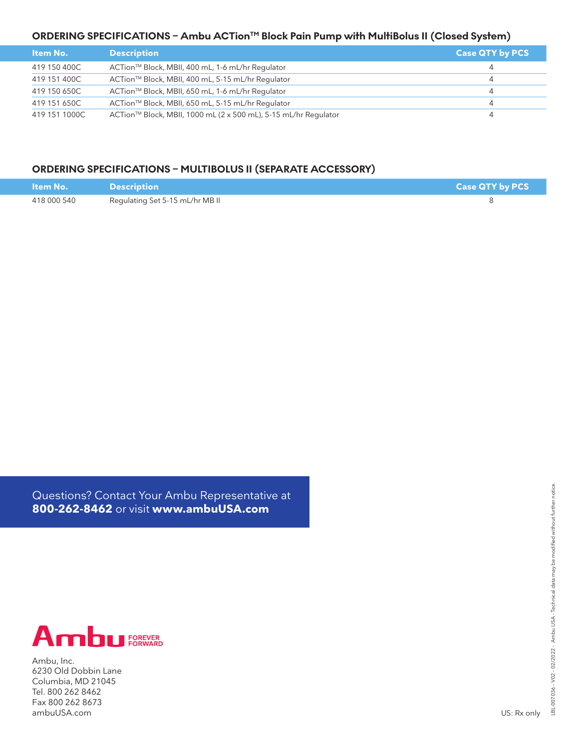## ORDERING SPECIFICATIONS – Ambu ACTion™ Block Pain Pump with MultiBolus II (Closed System)

| Item No. | Description | Case QTY by PCS |
|---|---|---|
| 419 150 400C | ACTion™ Block, MBII, 400 mL, 1-6 mL/hr Regulator | 4 |
| 419 151 400C | ACTion™ Block, MBII, 400 mL, 5-15 mL/hr Regulator | 4 |
| 419 150 650C | ACTion™ Block, MBII, 650 mL, 1-6 mL/hr Regulator | 4 |
| 419 151 650C | ACTion™ Block, MBII, 650 mL, 5-15 mL/hr Regulator | 4 |
| 419 151 1000C | ACTion™ Block, MBII, 1000 mL (2 x 500 mL), 5-15 mL/hr Regulator | 4 |

## ORDERING SPECIFICATIONS – MULTIBOLUS II (SEPARATE ACCESSORY)

| Item No. | Description | Case QTY by PCS |
|---|---|---|
| 418 000 540 | Regulating Set 5-15 mL/hr MB II | 8 |

Questions? Contact Your Ambu Representative at
**800-262-8462** or visit **www.ambuUSA.com**

Ambu FOREVER FORWARD

Ambu, Inc.
6230 Old Dobbin Lane
Columbia, MD 21045
Tel. 800 262 8462
Fax 800 262 8673
ambuUSA.com

US: Rx only

LBL-007036 - V02 - 02/2022 - Ambu USA - Technical data may be modified without further notice.